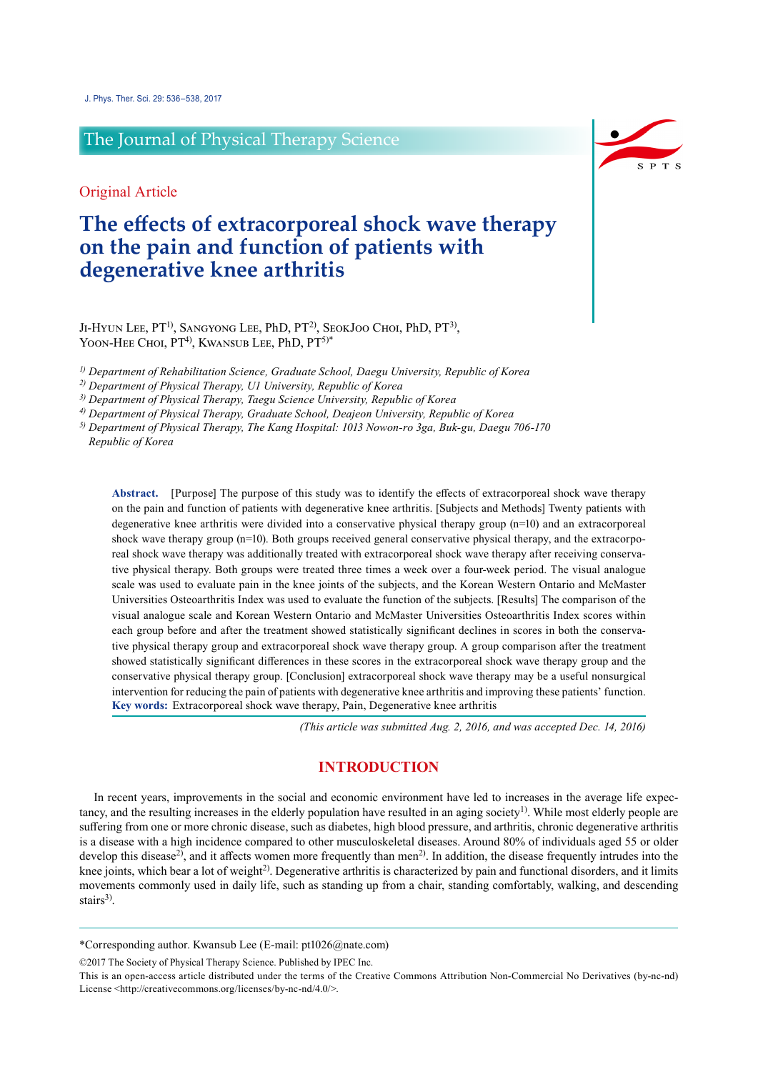The Journal of Physical Therapy Science

Original Article

# The effects of extracorporeal shock wave therapy on the pain and function of patients with degenerative knee arthritis

Ji-Hyun Lee, PT[1)], Sangyong Lee, PhD, PT[2)], SeokJoo Choi, PhD, PT[3)], Yoon-Hee Choi, PT[4)], Kwansub Lee, PhD, PT[5)*]

*[1)] Department of Rehabilitation Science, Graduate School, Daegu University, Republic of Korea*
*[2)] Department of Physical Therapy, U1 University, Republic of Korea*
*[3)] Department of Physical Therapy, Taegu Science University, Republic of Korea*
*[4)] Department of Physical Therapy, Graduate School, Deajeon University, Republic of Korea*
*[5)] Department of Physical Therapy, The Kang Hospital: 1013 Nowon-ro 3ga, Buk-gu, Daegu 706-170 Republic of Korea*

**Abstract.** [Purpose] The purpose of this study was to identify the effects of extracorporeal shock wave therapy on the pain and function of patients with degenerative knee arthritis. [Subjects and Methods] Twenty patients with degenerative knee arthritis were divided into a conservative physical therapy group (n=10) and an extracorporeal shock wave therapy group (n=10). Both groups received general conservative physical therapy, and the extracorporeal shock wave therapy was additionally treated with extracorporeal shock wave therapy after receiving conservative physical therapy. Both groups were treated three times a week over a four-week period. The visual analogue scale was used to evaluate pain in the knee joints of the subjects, and the Korean Western Ontario and McMaster Universities Osteoarthritis Index was used to evaluate the function of the subjects. [Results] The comparison of the visual analogue scale and Korean Western Ontario and McMaster Universities Osteoarthritis Index scores within each group before and after the treatment showed statistically significant declines in scores in both the conservative physical therapy group and extracorporeal shock wave therapy group. A group comparison after the treatment showed statistically significant differences in these scores in the extracorporeal shock wave therapy group and the conservative physical therapy group. [Conclusion] extracorporeal shock wave therapy may be a useful nonsurgical intervention for reducing the pain of patients with degenerative knee arthritis and improving these patients' function.

**Key words:** Extracorporeal shock wave therapy, Pain, Degenerative knee arthritis

*(This article was submitted Aug. 2, 2016, and was accepted Dec. 14, 2016)*

## INTRODUCTION

In recent years, improvements in the social and economic environment have led to increases in the average life expectancy, and the resulting increases in the elderly population have resulted in an aging society[1)]. While most elderly people are suffering from one or more chronic disease, such as diabetes, high blood pressure, and arthritis, chronic degenerative arthritis is a disease with a high incidence compared to other musculoskeletal diseases. Around 80% of individuals aged 55 or older develop this disease[2)], and it affects women more frequently than men[2)]. In addition, the disease frequently intrudes into the knee joints, which bear a lot of weight[2)]. Degenerative arthritis is characterized by pain and functional disorders, and it limits movements commonly used in daily life, such as standing up from a chair, standing comfortably, walking, and descending stairs[3)].

*Corresponding author. Kwansub Lee (E-mail: pt1026@nate.com)

©2017 The Society of Physical Therapy Science. Published by IPEC Inc.

This is an open-access article distributed under the terms of the Creative Commons Attribution Non-Commercial No Derivatives (by-nc-nd) License <http://creativecommons.org/licenses/by-nc-nd/4.0/>.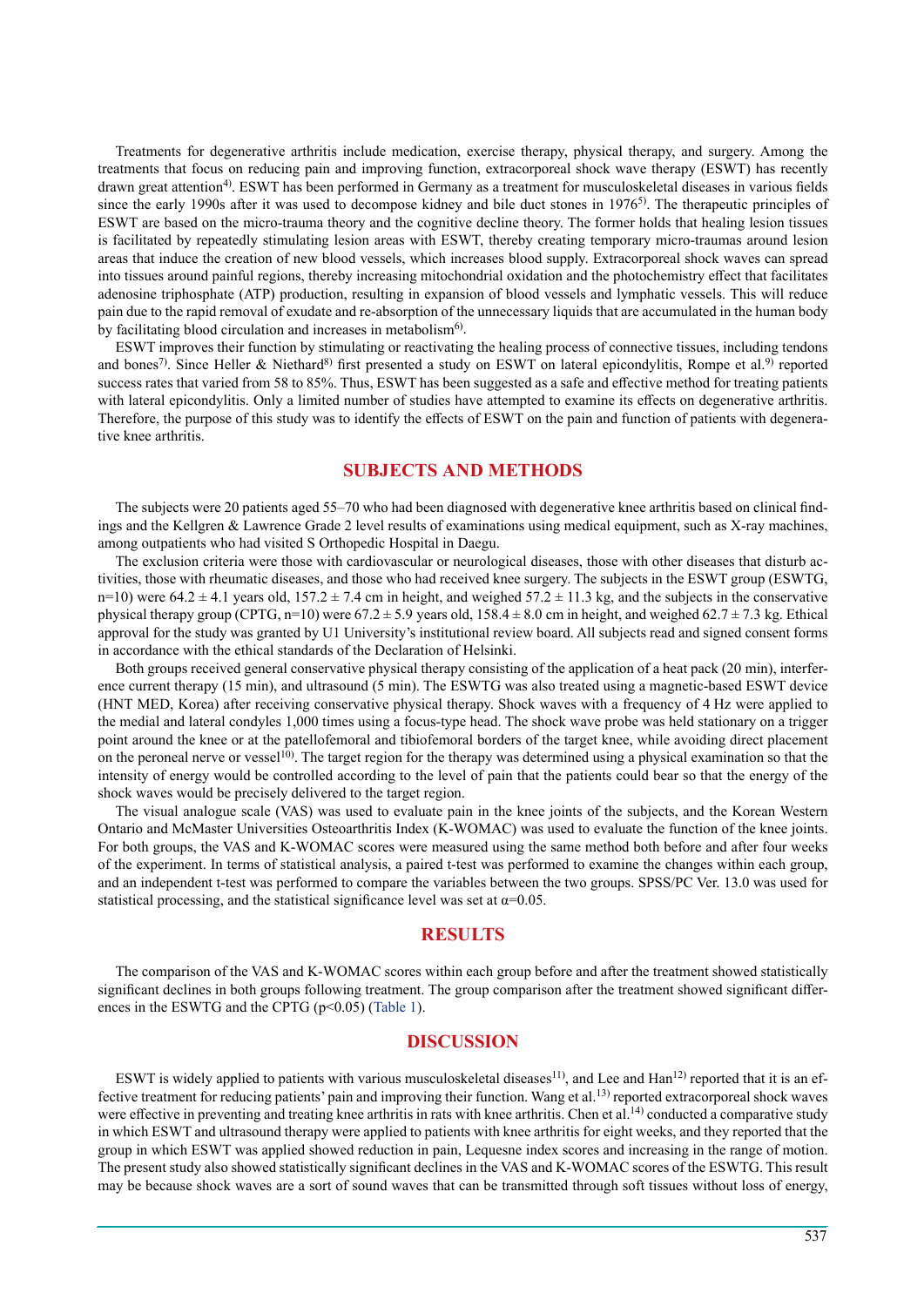Treatments for degenerative arthritis include medication, exercise therapy, physical therapy, and surgery. Among the treatments that focus on reducing pain and improving function, extracorporeal shock wave therapy (ESWT) has recently drawn great attention[4]. ESWT has been performed in Germany as a treatment for musculoskeletal diseases in various fields since the early 1990s after it was used to decompose kidney and bile duct stones in 1976[5]. The therapeutic principles of ESWT are based on the micro-trauma theory and the cognitive decline theory. The former holds that healing lesion tissues is facilitated by repeatedly stimulating lesion areas with ESWT, thereby creating temporary micro-traumas around lesion areas that induce the creation of new blood vessels, which increases blood supply. Extracorporeal shock waves can spread into tissues around painful regions, thereby increasing mitochondrial oxidation and the photochemistry effect that facilitates adenosine triphosphate (ATP) production, resulting in expansion of blood vessels and lymphatic vessels. This will reduce pain due to the rapid removal of exudate and re-absorption of the unnecessary liquids that are accumulated in the human body by facilitating blood circulation and increases in metabolism[6].

ESWT improves their function by stimulating or reactivating the healing process of connective tissues, including tendons and bones[7]. Since Heller & Niethard[8] first presented a study on ESWT on lateral epicondylitis, Rompe et al.[9] reported success rates that varied from 58 to 85%. Thus, ESWT has been suggested as a safe and effective method for treating patients with lateral epicondylitis. Only a limited number of studies have attempted to examine its effects on degenerative arthritis. Therefore, the purpose of this study was to identify the effects of ESWT on the pain and function of patients with degenerative knee arthritis.

## SUBJECTS AND METHODS

The subjects were 20 patients aged 55–70 who had been diagnosed with degenerative knee arthritis based on clinical findings and the Kellgren & Lawrence Grade 2 level results of examinations using medical equipment, such as X-ray machines, among outpatients who had visited S Orthopedic Hospital in Daegu.

The exclusion criteria were those with cardiovascular or neurological diseases, those with other diseases that disturb activities, those with rheumatic diseases, and those who had received knee surgery. The subjects in the ESWT group (ESWTG, n=10) were 64.2 ± 4.1 years old, 157.2 ± 7.4 cm in height, and weighed 57.2 ± 11.3 kg, and the subjects in the conservative physical therapy group (CPTG, n=10) were 67.2 ± 5.9 years old, 158.4 ± 8.0 cm in height, and weighed 62.7 ± 7.3 kg. Ethical approval for the study was granted by U1 University's institutional review board. All subjects read and signed consent forms in accordance with the ethical standards of the Declaration of Helsinki.

Both groups received general conservative physical therapy consisting of the application of a heat pack (20 min), interference current therapy (15 min), and ultrasound (5 min). The ESWTG was also treated using a magnetic-based ESWT device (HNT MED, Korea) after receiving conservative physical therapy. Shock waves with a frequency of 4 Hz were applied to the medial and lateral condyles 1,000 times using a focus-type head. The shock wave probe was held stationary on a trigger point around the knee or at the patellofemoral and tibiofemoral borders of the target knee, while avoiding direct placement on the peroneal nerve or vessel[10]. The target region for the therapy was determined using a physical examination so that the intensity of energy would be controlled according to the level of pain that the patients could bear so that the energy of the shock waves would be precisely delivered to the target region.

The visual analogue scale (VAS) was used to evaluate pain in the knee joints of the subjects, and the Korean Western Ontario and McMaster Universities Osteoarthritis Index (K-WOMAC) was used to evaluate the function of the knee joints. For both groups, the VAS and K-WOMAC scores were measured using the same method both before and after four weeks of the experiment. In terms of statistical analysis, a paired t-test was performed to examine the changes within each group, and an independent t-test was performed to compare the variables between the two groups. SPSS/PC Ver. 13.0 was used for statistical processing, and the statistical significance level was set at $\alpha$=0.05.

## RESULTS

The comparison of the VAS and K-WOMAC scores within each group before and after the treatment showed statistically significant declines in both groups following treatment. The group comparison after the treatment showed significant differences in the ESWTG and the CPTG ($p$<0.05) (Table 1).

## DISCUSSION

ESWT is widely applied to patients with various musculoskeletal diseases[11], and Lee and Han[12] reported that it is an effective treatment for reducing patients' pain and improving their function. Wang et al.[13] reported extracorporeal shock waves were effective in preventing and treating knee arthritis in rats with knee arthritis. Chen et al.[14] conducted a comparative study in which ESWT and ultrasound therapy were applied to patients with knee arthritis for eight weeks, and they reported that the group in which ESWT was applied showed reduction in pain, Lequesne index scores and increasing in the range of motion. The present study also showed statistically significant declines in the VAS and K-WOMAC scores of the ESWTG. This result may be because shock waves are a sort of sound waves that can be transmitted through soft tissues without loss of energy,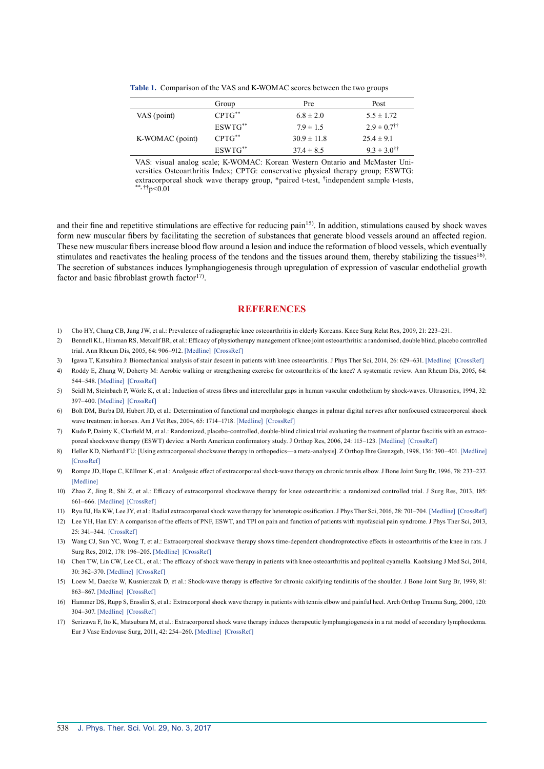**Table 1.** Comparison of the VAS and K-WOMAC scores between the two groups

| | Group | Pre | Post |
|---|---|---|---|
| VAS (point) | CPTG** | 6.8 ± 2.0 | 5.5 ± 1.72 |
| | ESWTG** | 7.9 ± 1.5 | 2.9 ± 0.7†† |
| K-WOMAC (point) | CPTG** | 30.9 ± 11.8 | 25.4 ± 9.1 |
| | ESWTG** | 37.4 ± 8.5 | 9.3 ± 3.0†† |

VAS: visual analog scale; K-WOMAC: Korean Western Ontario and McMaster Universities Osteoarthritis Index; CPTG: conservative physical therapy group; ESWTG: extracorporeal shock wave therapy group, *paired t-test, †independent sample t-tests, **, ††$p<0.01$

and their fine and repetitive stimulations are effective for reducing pain[15]. In addition, stimulations caused by shock waves form new muscular fibers by facilitating the secretion of substances that generate blood vessels around an affected region. These new muscular fibers increase blood flow around a lesion and induce the reformation of blood vessels, which eventually stimulates and reactivates the healing process of the tendons and the tissues around them, thereby stabilizing the tissues[16]. The secretion of substances induces lymphangiogenesis through upregulation of expression of vascular endothelial growth factor and basic fibroblast growth factor[17].

## REFERENCES

1) Cho HY, Chang CB, Jung JW, et al.: Prevalence of radiographic knee osteoarthritis in elderly Koreans. Knee Surg Relat Res, 2009, 21: 223–231.
2) Bennell KL, Hinman RS, Metcalf BR, et al.: Efficacy of physiotherapy management of knee joint osteoarthritis: a randomised, double blind, placebo controlled trial. Ann Rheum Dis, 2005, 64: 906–912. [Medline] [CrossRef]
3) Igawa T, Katsuhira J: Biomechanical analysis of stair descent in patients with knee osteoarthritis. J Phys Ther Sci, 2014, 26: 629–631. [Medline] [CrossRef]
4) Roddy E, Zhang W, Doherty M: Aerobic walking or strengthening exercise for osteoarthritis of the knee? A systematic review. Ann Rheum Dis, 2005, 64: 544–548. [Medline] [CrossRef]
5) Seidl M, Steinbach P, Wörle K, et al.: Induction of stress fibres and intercellular gaps in human vascular endothelium by shock-waves. Ultrasonics, 1994, 32: 397–400. [Medline] [CrossRef]
6) Bolt DM, Burba DJ, Hubert JD, et al.: Determination of functional and morphologic changes in palmar digital nerves after nonfocused extracorporeal shock wave treatment in horses. Am J Vet Res, 2004, 65: 1714–1718. [Medline] [CrossRef]
7) Kudo P, Dainty K, Clarfield M, et al.: Randomized, placebo-controlled, double-blind clinical trial evaluating the treatment of plantar fasciitis with an extracoporeal shockwave therapy (ESWT) device: a North American confirmatory study. J Orthop Res, 2006, 24: 115–123. [Medline] [CrossRef]
8) Heller KD, Niethard FU: [Using extracorporeal shockwave therapy in orthopedics—a meta-analysis]. Z Orthop Ihre Grenzgeb, 1998, 136: 390–401. [Medline] [CrossRef]
9) Rompe JD, Hope C, Küllmer K, et al.: Analgesic effect of extracorporeal shock-wave therapy on chronic tennis elbow. J Bone Joint Surg Br, 1996, 78: 233–237. [Medline]
10) Zhao Z, Jing R, Shi Z, et al.: Efficacy of extracorporeal shockwave therapy for knee osteoarthritis: a randomized controlled trial. J Surg Res, 2013, 185: 661–666. [Medline] [CrossRef]
11) Ryu BJ, Ha KW, Lee JY, et al.: Radial extracorporeal shock wave therapy for heterotopic ossification. J Phys Ther Sci, 2016, 28: 701–704. [Medline] [CrossRef]
12) Lee YH, Han EY: A comparison of the effects of PNF, ESWT, and TPI on pain and function of patients with myofascial pain syndrome. J Phys Ther Sci, 2013, 25: 341–344. [CrossRef]
13) Wang CJ, Sun YC, Wong T, et al.: Extracorporeal shockwave therapy shows time-dependent chondroprotective effects in osteoarthritis of the knee in rats. J Surg Res, 2012, 178: 196–205. [Medline] [CrossRef]
14) Chen TW, Lin CW, Lee CL, et al.: The efficacy of shock wave therapy in patients with knee osteoarthritis and popliteal cyamella. Kaohsiung J Med Sci, 2014, 30: 362–370. [Medline] [CrossRef]
15) Loew M, Daecke W, Kusnierczak D, et al.: Shock-wave therapy is effective for chronic calcifying tendinitis of the shoulder. J Bone Joint Surg Br, 1999, 81: 863–867. [Medline] [CrossRef]
16) Hammer DS, Rupp S, Ensslin S, et al.: Extracorporal shock wave therapy in patients with tennis elbow and painful heel. Arch Orthop Trauma Surg, 2000, 120: 304–307. [Medline] [CrossRef]
17) Serizawa F, Ito K, Matsubara M, et al.: Extracorporeal shock wave therapy induces therapeutic lymphangiogenesis in a rat model of secondary lymphoedema. Eur J Vasc Endovasc Surg, 2011, 42: 254–260. [Medline] [CrossRef]